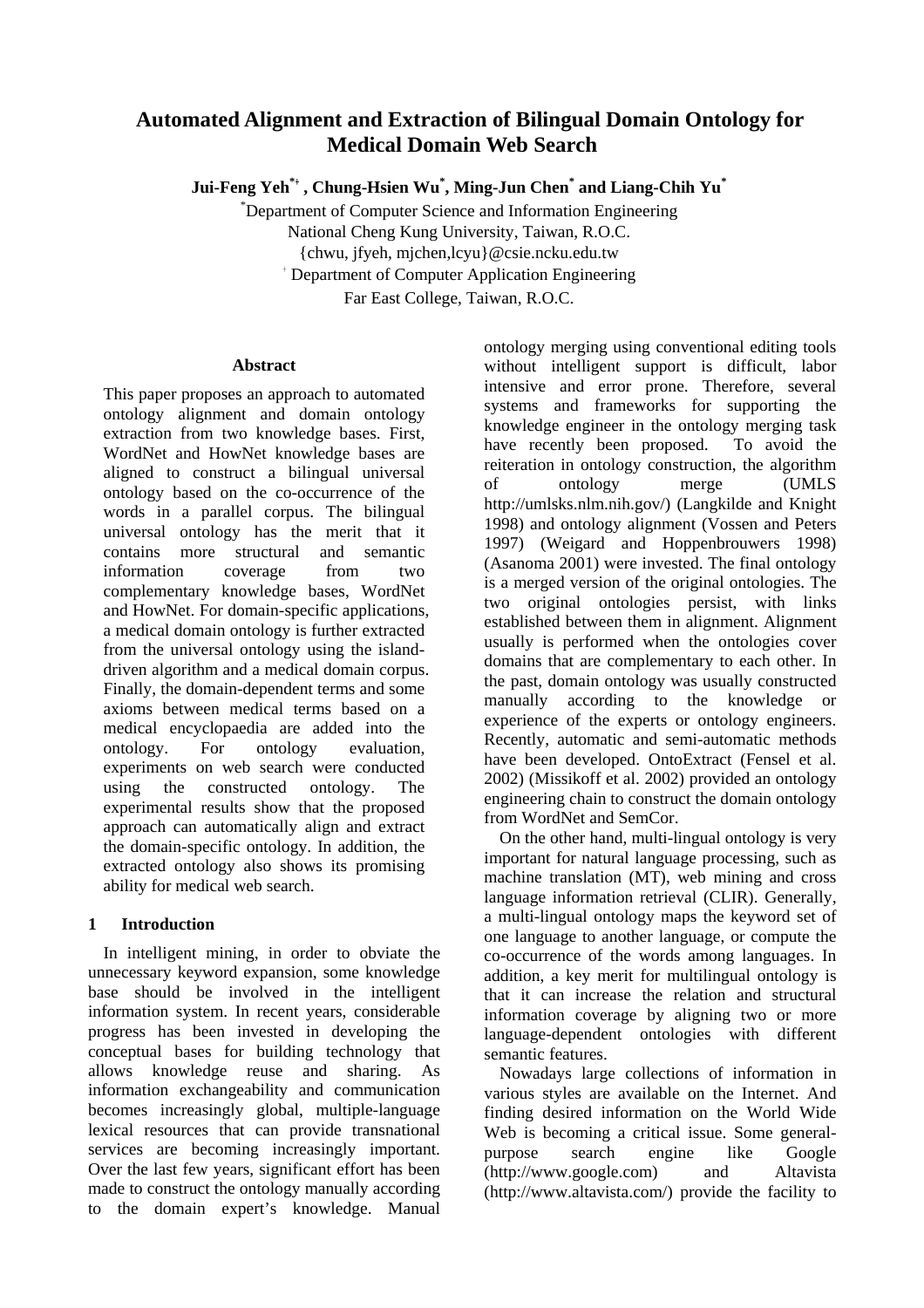# Automated Alignment and Extraction of Bilingual Domain Ontology for Medical Domain Web Search

**Jui-Feng Yeh[*†], Chung-Hsien Wu[*], Ming-Jun Chen[*] and Liang-Chih Yu[*]**

[*]Department of Computer Science and Information Engineering
National Cheng Kung University, Taiwan, R.O.C.
{chwu, jfyeh, mjchen,lcyu}@csie.ncku.edu.tw
[†] Department of Computer Application Engineering
Far East College, Taiwan, R.O.C.

### Abstract

This paper proposes an approach to automated ontology alignment and domain ontology extraction from two knowledge bases. First, WordNet and HowNet knowledge bases are aligned to construct a bilingual universal ontology based on the co-occurrence of the words in a parallel corpus. The bilingual universal ontology has the merit that it contains more structural and semantic information coverage from two complementary knowledge bases, WordNet and HowNet. For domain-specific applications, a medical domain ontology is further extracted from the universal ontology using the island-driven algorithm and a medical domain corpus. Finally, the domain-dependent terms and some axioms between medical terms based on a medical encyclopaedia are added into the ontology. For ontology evaluation, experiments on web search were conducted using the constructed ontology. The experimental results show that the proposed approach can automatically align and extract the domain-specific ontology. In addition, the extracted ontology also shows its promising ability for medical web search.

## 1 Introduction

In intelligent mining, in order to obviate the unnecessary keyword expansion, some knowledge base should be involved in the intelligent information system. In recent years, considerable progress has been invested in developing the conceptual bases for building technology that allows knowledge reuse and sharing. As information exchangeability and communication becomes increasingly global, multiple-language lexical resources that can provide transnational services are becoming increasingly important. Over the last few years, significant effort has been made to construct the ontology manually according to the domain expert's knowledge. Manual ontology merging using conventional editing tools without intelligent support is difficult, labor intensive and error prone. Therefore, several systems and frameworks for supporting the knowledge engineer in the ontology merging task have recently been proposed. To avoid the reiteration in ontology construction, the algorithm of ontology merge (UMLS http://umlsks.nlm.nih.gov/) (Langkilde and Knight 1998) and ontology alignment (Vossen and Peters 1997) (Weigard and Hoppenbrouwers 1998) (Asanoma 2001) were invested. The final ontology is a merged version of the original ontologies. The two original ontologies persist, with links established between them in alignment. Alignment usually is performed when the ontologies cover domains that are complementary to each other. In the past, domain ontology was usually constructed manually according to the knowledge or experience of the experts or ontology engineers. Recently, automatic and semi-automatic methods have been developed. OntoExtract (Fensel et al. 2002) (Missikoff et al. 2002) provided an ontology engineering chain to construct the domain ontology from WordNet and SemCor.

On the other hand, multi-lingual ontology is very important for natural language processing, such as machine translation (MT), web mining and cross language information retrieval (CLIR). Generally, a multi-lingual ontology maps the keyword set of one language to another language, or compute the co-occurrence of the words among languages. In addition, a key merit for multilingual ontology is that it can increase the relation and structural information coverage by aligning two or more language-dependent ontologies with different semantic features.

Nowadays large collections of information in various styles are available on the Internet. And finding desired information on the World Wide Web is becoming a critical issue. Some general-purpose search engine like Google (http://www.google.com) and Altavista (http://www.altavista.com/) provide the facility to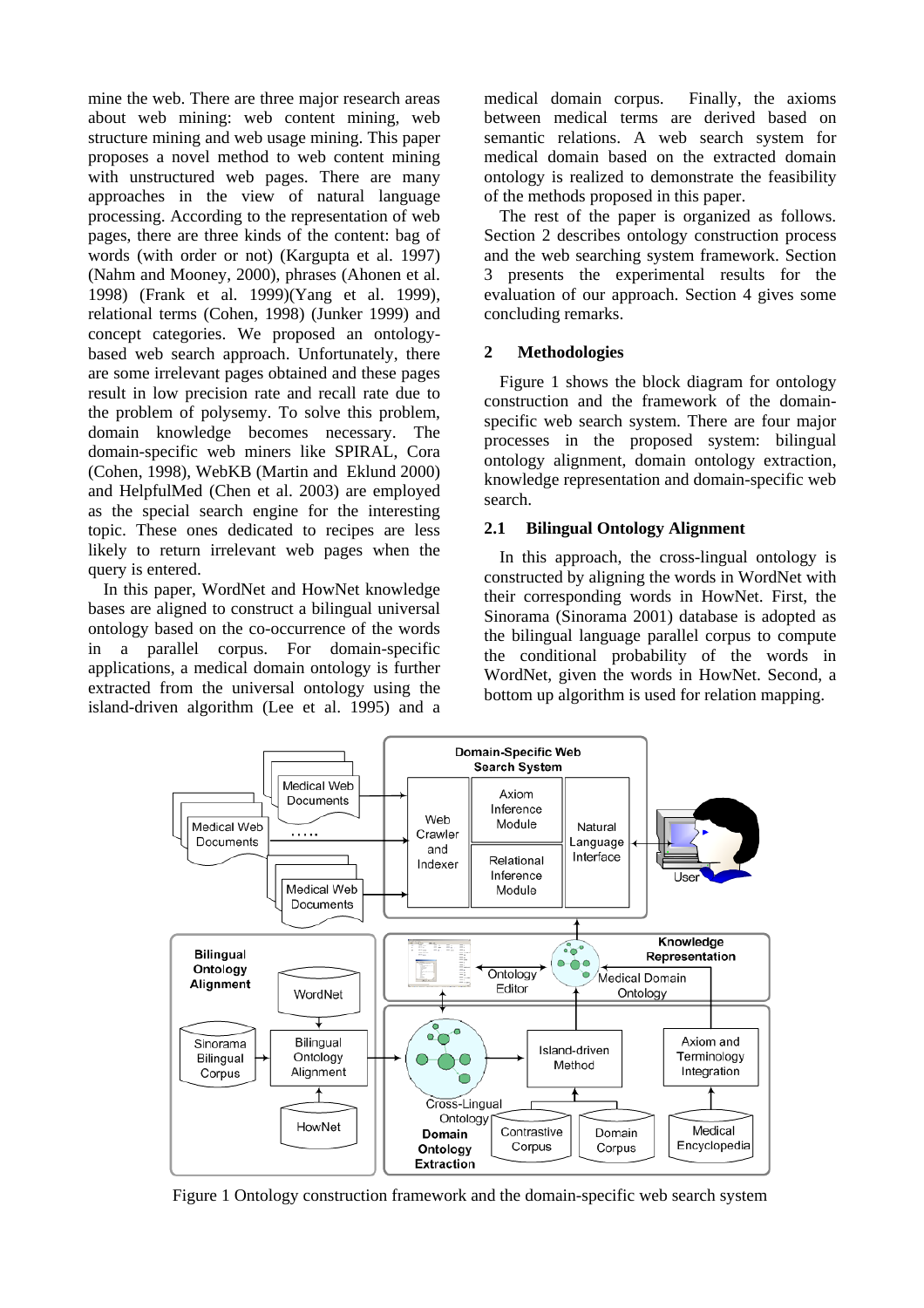mine the web. There are three major research areas about web mining: web content mining, web structure mining and web usage mining. This paper proposes a novel method to web content mining with unstructured web pages. There are many approaches in the view of natural language processing. According to the representation of web pages, there are three kinds of the content: bag of words (with order or not) (Kargupta et al. 1997) (Nahm and Mooney, 2000), phrases (Ahonen et al. 1998) (Frank et al. 1999)(Yang et al. 1999), relational terms (Cohen, 1998) (Junker 1999) and concept categories. We proposed an ontology-based web search approach. Unfortunately, there are some irrelevant pages obtained and these pages result in low precision rate and recall rate due to the problem of polysemy. To solve this problem, domain knowledge becomes necessary. The domain-specific web miners like SPIRAL, Cora (Cohen, 1998), WebKB (Martin and Eklund 2000) and HelpfulMed (Chen et al. 2003) are employed as the special search engine for the interesting topic. These ones dedicated to recipes are less likely to return irrelevant web pages when the query is entered.

In this paper, WordNet and HowNet knowledge bases are aligned to construct a bilingual universal ontology based on the co-occurrence of the words in a parallel corpus. For domain-specific applications, a medical domain ontology is further extracted from the universal ontology using the island-driven algorithm (Lee et al. 1995) and a medical domain corpus. Finally, the axioms between medical terms are derived based on semantic relations. A web search system for medical domain based on the extracted domain ontology is realized to demonstrate the feasibility of the methods proposed in this paper.

The rest of the paper is organized as follows. Section 2 describes ontology construction process and the web searching system framework. Section 3 presents the experimental results for the evaluation of our approach. Section 4 gives some concluding remarks.

## 2 Methodologies

Figure 1 shows the block diagram for ontology construction and the framework of the domain-specific web search system. There are four major processes in the proposed system: bilingual ontology alignment, domain ontology extraction, knowledge representation and domain-specific web search.

### 2.1 Bilingual Ontology Alignment

In this approach, the cross-lingual ontology is constructed by aligning the words in WordNet with their corresponding words in HowNet. First, the Sinorama (Sinorama 2001) database is adopted as the bilingual language parallel corpus to compute the conditional probability of the words in WordNet, given the words in HowNet. Second, a bottom up algorithm is used for relation mapping.

Figure 1 Ontology construction framework and the domain-specific web search system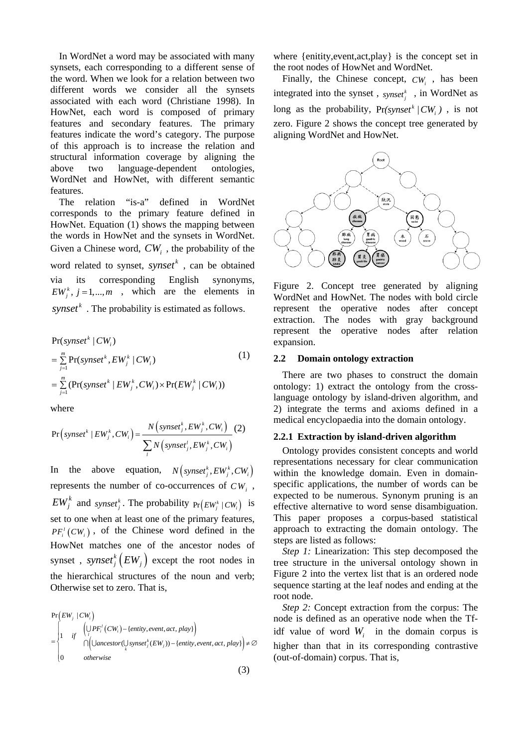In WordNet a word may be associated with many synsets, each corresponding to a different sense of the word. When we look for a relation between two different words we consider all the synsets associated with each word (Christiane 1998). In HowNet, each word is composed of primary features and secondary features. The primary features indicate the word's category. The purpose of this approach is to increase the relation and structural information coverage by aligning the above two language-dependent ontologies, WordNet and HowNet, with different semantic features.

The relation "is-a" defined in WordNet corresponds to the primary feature defined in HowNet. Equation (1) shows the mapping between the words in HowNet and the synsets in WordNet. Given a Chinese word, $CW_i$, the probability of the word related to synset, $synset^k$, can be obtained via its corresponding English synonyms, $EW_j^k,\ j=1,...,m$, which are the elements in $synset^k$. The probability is estimated as follows.

$$\begin{aligned}
&\Pr(synset^k \mid CW_i) \\
&= \sum_{j=1}^{m} \Pr(synset^k, EW_j^k \mid CW_i) \\
&= \sum_{j=1}^{m} (\Pr(synset^k \mid EW_j^k, CW_i) \times \Pr(EW_j^k \mid CW_i))
\end{aligned} \tag{1}$$

where

$$\Pr\left(synset^k \mid EW_j^k, CW_i\right) = \frac{N\left(synset_j^k, EW_j^k, CW_i\right)}{\sum_l N\left(synset_j^l, EW_j^k, CW_i\right)} \tag{2}$$

In the above equation, $N\left(synset_j^k, EW_j^k, CW_i\right)$ represents the number of co-occurrences of $CW_i$, $EW_j^k$ and $synset_j^k$. The probability $\Pr\left(EW_j^k \mid CW_i\right)$ is set to one when at least one of the primary features, $PF_i^l(CW_i)$, of the Chinese word defined in the HowNet matches one of the ancestor nodes of synset, $synset_j^k\left(EW_j\right)$ except the root nodes in the hierarchical structures of the noun and verb; Otherwise set to zero. That is,

$$\Pr\left(EW_j \mid CW_i\right) = \begin{cases} 1 & if \quad \begin{aligned} &\left(\bigcup_l PF_i^l\left(CW_i\right) - \{entity, event, act, play\}\right) \\ &\cap\left(\bigcup ancestor(\bigcup_k synset_j^k(EW_j)) - \{entity, event, act, play\}\right) \neq \varnothing \end{aligned} \\ 0 & otherwise \end{cases} \tag{3}$$

where {enitity,event,act,play} is the concept set in the root nodes of HowNet and WordNet.

Finally, the Chinese concept, $CW_i$, has been integrated into the synset, $synset_j^k$, in WordNet as long as the probability, $\Pr(synset^k \mid CW_i)$, is not zero. Figure 2 shows the concept tree generated by aligning WordNet and HowNet.

Figure 2. Concept tree generated by aligning WordNet and HowNet. The nodes with bold circle represent the operative nodes after concept extraction. The nodes with gray background represent the operative nodes after relation expansion.

## 2.2 Domain ontology extraction

There are two phases to construct the domain ontology: 1) extract the ontology from the cross-language ontology by island-driven algorithm, and 2) integrate the terms and axioms defined in a medical encyclopaedia into the domain ontology.

### 2.2.1 Extraction by island-driven algorithm

Ontology provides consistent concepts and world representations necessary for clear communication within the knowledge domain. Even in domain-specific applications, the number of words can be expected to be numerous. Synonym pruning is an effective alternative to word sense disambiguation. This paper proposes a corpus-based statistical approach to extracting the domain ontology. The steps are listed as follows:

*Step 1:* Linearization: This step decomposed the tree structure in the universal ontology shown in Figure 2 into the vertex list that is an ordered node sequence starting at the leaf nodes and ending at the root node.

*Step 2:* Concept extraction from the corpus: The node is defined as an operative node when the Tf-idf value of word $W_i$ in the domain corpus is higher than that in its corresponding contrastive (out-of-domain) corpus. That is,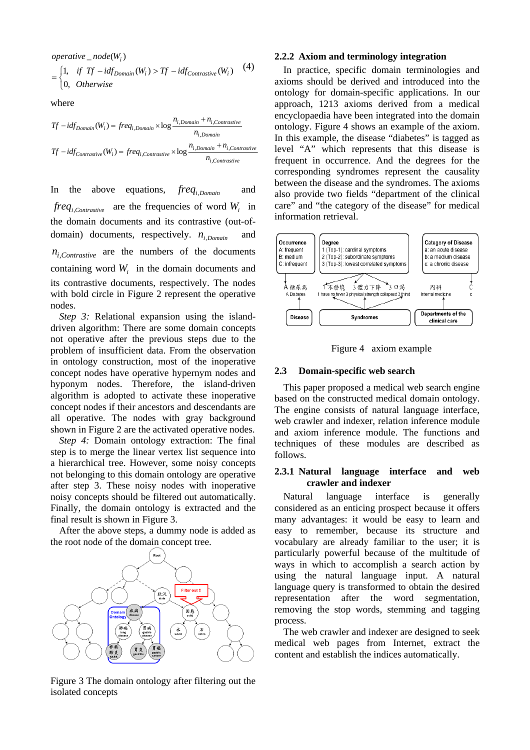$$operative\_node(W_i) = \begin{cases} 1, & if \;\; Tf-idf_{Domain}(W_i) > Tf-idf_{Contrastive}(W_i) \\ 0, & Otherwise \end{cases} \quad (4)$$

where

$$Tf-idf_{Domain}(W_i) = freq_{i,Domain} \times \log \frac{n_{i,Domain} + n_{i,Contrastive}}{n_{i,Domain}}$$

$$Tf-idf_{Contrastive}(W_i) = freq_{i,Contrastive} \times \log \frac{n_{i,Domain} + n_{i,Contrastive}}{n_{i,Contrastive}}$$

In the above equations, $freq_{i,Domain}$ and $freq_{i,Contrastive}$ are the frequencies of word $W_i$ in the domain documents and its contrastive (out-of-domain) documents, respectively. $n_{i,Domain}$ and $n_{i,Contrastive}$ are the numbers of the documents containing word $W_i$ in the domain documents and its contrastive documents, respectively. The nodes with bold circle in Figure 2 represent the operative nodes.

*Step 3:* Relational expansion using the island-driven algorithm: There are some domain concepts not operative after the previous steps due to the problem of insufficient data. From the observation in ontology construction, most of the inoperative concept nodes have operative hypernym nodes and hyponym nodes. Therefore, the island-driven algorithm is adopted to activate these inoperative concept nodes if their ancestors and descendants are all operative. The nodes with gray background shown in Figure 2 are the activated operative nodes.

*Step 4:* Domain ontology extraction: The final step is to merge the linear vertex list sequence into a hierarchical tree. However, some noisy concepts not belonging to this domain ontology are operative after step 3. These noisy nodes with inoperative noisy concepts should be filtered out automatically. Finally, the domain ontology is extracted and the final result is shown in Figure 3.

After the above steps, a dummy node is added as the root node of the domain concept tree.

Figure 3 The domain ontology after filtering out the isolated concepts

### 2.2.2 Axiom and terminology integration

In practice, specific domain terminologies and axioms should be derived and introduced into the ontology for domain-specific applications. In our approach, 1213 axioms derived from a medical encyclopaedia have been integrated into the domain ontology. Figure 4 shows an example of the axiom. In this example, the disease "diabetes" is tagged as level "A" which represents that this disease is frequent in occurrence. And the degrees for the corresponding syndromes represent the causality between the disease and the syndromes. The axioms also provide two fields "department of the clinical care" and "the category of the disease" for medical information retrieval.

Figure 4 axiom example

## 2.3 Domain-specific web search

This paper proposed a medical web search engine based on the constructed medical domain ontology. The engine consists of natural language interface, web crawler and indexer, relation inference module and axiom inference module. The functions and techniques of these modules are described as follows.

### 2.3.1 Natural language interface and web crawler and indexer

Natural language interface is generally considered as an enticing prospect because it offers many advantages: it would be easy to learn and easy to remember, because its structure and vocabulary are already familiar to the user; it is particularly powerful because of the multitude of ways in which to accomplish a search action by using the natural language input. A natural language query is transformed to obtain the desired representation after the word segmentation, removing the stop words, stemming and tagging process.

The web crawler and indexer are designed to seek medical web pages from Internet, extract the content and establish the indices automatically.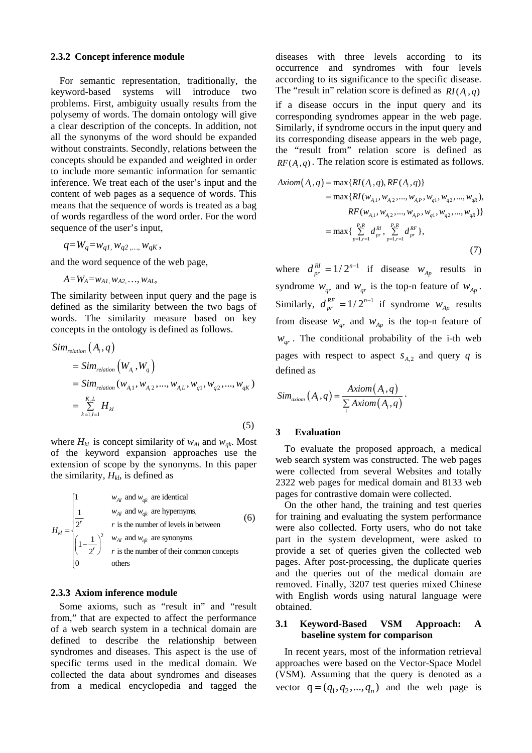### 2.3.2 Concept inference module

For semantic representation, traditionally, the keyword-based systems will introduce two problems. First, ambiguity usually results from the polysemy of words. The domain ontology will give a clear description of the concepts. In addition, not all the synonyms of the word should be expanded without constraints. Secondly, relations between the concepts should be expanded and weighted in order to include more semantic information for semantic inference. We treat each of the user's input and the content of web pages as a sequence of words. This means that the sequence of words is treated as a bag of words regardless of the word order. For the word sequence of the user's input,

$$q=W_q=w_{q1}, w_{q2}, \ldots, w_{qK},$$

and the word sequence of the web page,

$$A=W_A=w_{A1}, w_{A2}, \ldots, w_{AL},$$

The similarity between input query and the page is defined as the similarity between the two bags of words. The similarity measure based on key concepts in the ontology is defined as follows.

$$\begin{aligned} Sim_{relation}\left(A_i, q\right) &= Sim_{relation}\left(W_{A_i}, W_q\right) \\ &= Sim_{relation}(w_{A_i1}, w_{A_i2}, \ldots, w_{A_iL}, w_{q1}, w_{q2}, \ldots, w_{qK}) \\ &= \sum_{k=1,l=1}^{K,L} H_{kl} \end{aligned} \tag{5}$$

where $H_{kl}$ is concept similarity of $w_{Al}$ and $w_{qk}$. Most of the keyword expansion approaches use the extension of scope by the synonyms. In this paper the similarity, $H_{kl}$, is defined as

$$H_{kl} = \begin{cases} 1 & w_{Al} \text{ and } w_{qk} \text{ are identical} \\ \dfrac{1}{2^r} & w_{Al} \text{ and } w_{qk} \text{ are hypernyms, } r \text{ is the number of levels in between} \\ \left(1-\dfrac{1}{2^r}\right)^2 & w_{Al} \text{ and } w_{qk} \text{ are synonyms, } r \text{ is the number of their common concepts} \\ 0 & \text{others} \end{cases} \tag{6}$$

### 2.3.3 Axiom inference module

Some axioms, such as "result in" and "result from," that are expected to affect the performance of a web search system in a technical domain are defined to describe the relationship between syndromes and diseases. This aspect is the use of specific terms used in the medical domain. We collected the data about syndromes and diseases from a medical encyclopedia and tagged the diseases with three levels according to its occurrence and syndromes with four levels according to its significance to the specific disease. The "result in" relation score is defined as $RI(A_i, q)$ if a disease occurs in the input query and its corresponding syndromes appear in the web page. Similarly, if syndrome occurs in the input query and its corresponding disease appears in the web page, the "result from" relation score is defined as $RF(A_i, q)$. The relation score is estimated as follows.

$$\begin{aligned} Axiom\left(A_i, q\right) &= \max\{RI(A_i, q), RF(A_i, q)\} \\ &= \max\{RI(w_{A_i1}, w_{A_i2}, \ldots, w_{A_iP}, w_{q1}, w_{q2}, \ldots, w_{qR}), \\ &\qquad RF(w_{A_i1}, w_{A_i2}, \ldots, w_{A_iP}, w_{q1}, w_{q2}, \ldots, w_{qR})\} \\ &= \max\{\sum_{p=1,r=1}^{P,R} d_{pr}^{RI}, \sum_{p=1,r=1}^{P,R} d_{pr}^{RF}\}, \end{aligned} \tag{7}$$

where $d_{pr}^{RI} = 1/2^{n-1}$ if disease $w_{Ap}$ results in syndrome $w_{qr}$ and $w_{qr}$ is the top-n feature of $w_{Ap}$. Similarly, $d_{pr}^{RF} = 1/2^{n-1}$ if syndrome $w_{Ap}$ results from disease $w_{qr}$ and $w_{Ap}$ is the top-n feature of $w_{qr}$. The conditional probability of the i-th web pages with respect to aspect $s_{A,2}$ and query $q$ is defined as

$$Sim_{axiom}\left(A_i, q\right) = \frac{Axiom\left(A_i, q\right)}{\sum_i Axiom\left(A_i, q\right)}.$$

## 3 Evaluation

To evaluate the proposed approach, a medical web search system was constructed. The web pages were collected from several Websites and totally 2322 web pages for medical domain and 8133 web pages for contrastive domain were collected.

On the other hand, the training and test queries for training and evaluating the system performance were also collected. Forty users, who do not take part in the system development, were asked to provide a set of queries given the collected web pages. After post-processing, the duplicate queries and the queries out of the medical domain are removed. Finally, 3207 test queries mixed Chinese with English words using natural language were obtained.

### 3.1 Keyword-Based VSM Approach: A baseline system for comparison

In recent years, most of the information retrieval approaches were based on the Vector-Space Model (VSM). Assuming that the query is denoted as a vector $\mathrm{q} = (q_1, q_2, \ldots, q_n)$ and the web page is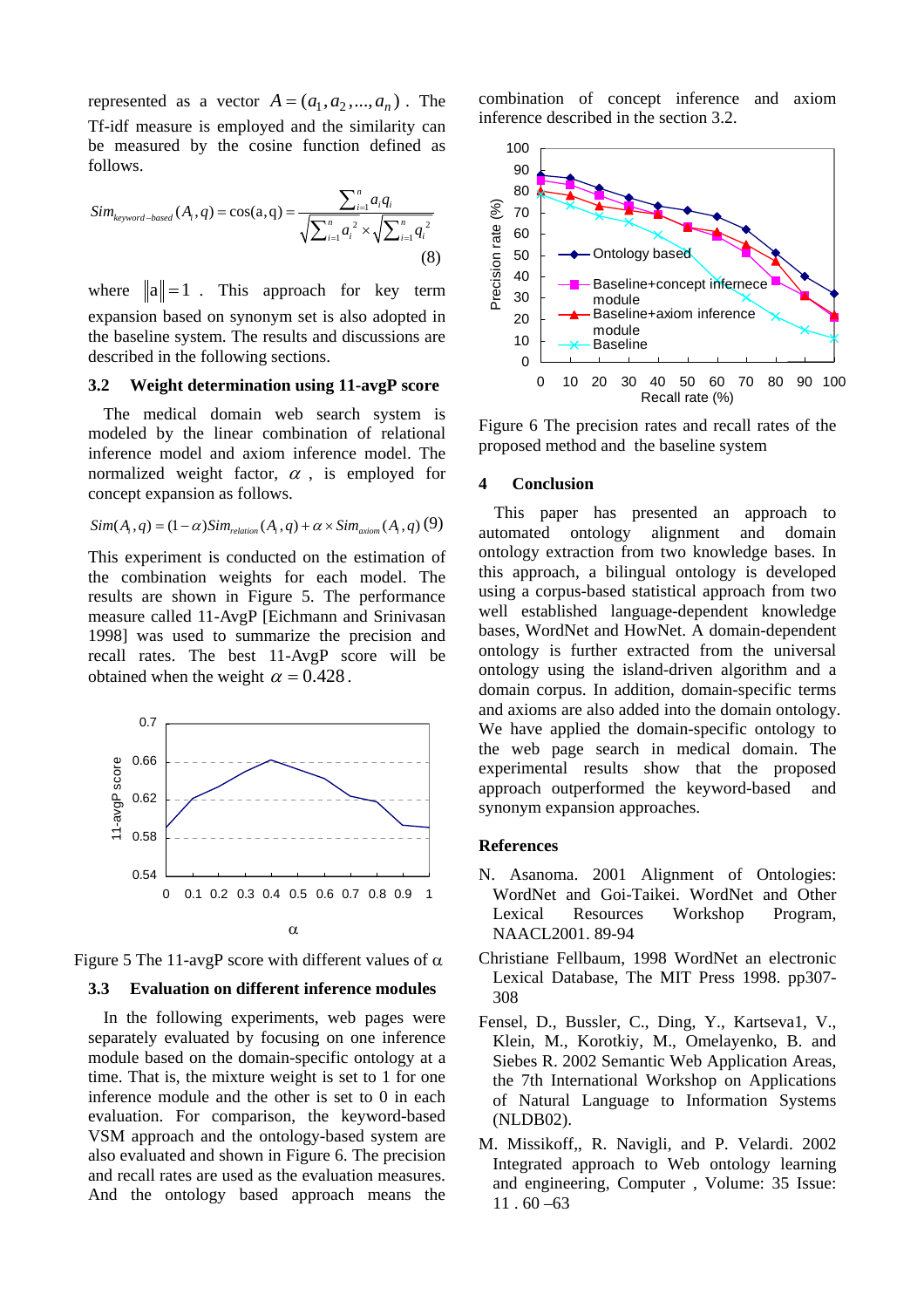represented as a vector $A = (a_1, a_2, ..., a_n)$. The Tf-idf measure is employed and the similarity can be measured by the cosine function defined as follows.

$$Sim_{keyword-based}(A_i, q) = \cos(\mathrm{a}, \mathrm{q}) = \frac{\sum_{i=1}^{n} a_i q_i}{\sqrt{\sum_{i=1}^{n} a_i^2} \times \sqrt{\sum_{i=1}^{n} q_i^2}} \quad (8)$$

where $\|a\| = 1$. This approach for key term expansion based on synonym set is also adopted in the baseline system. The results and discussions are described in the following sections.

### 3.2 Weight determination using 11-avgP score

The medical domain web search system is modeled by the linear combination of relational inference model and axiom inference model. The normalized weight factor, $\alpha$, is employed for concept expansion as follows.

$$Sim(A_i, q) = (1-\alpha) Sim_{relation}(A_i, q) + \alpha \times Sim_{axiom}(A_i, q) \quad (9)$$

This experiment is conducted on the estimation of the combination weights for each model. The results are shown in Figure 5. The performance measure called 11-AvgP [Eichmann and Srinivasan 1998] was used to summarize the precision and recall rates. The best 11-AvgP score will be obtained when the weight $\alpha = 0.428$.

Figure 5 The 11-avgP score with different values of $\alpha$

### 3.3 Evaluation on different inference modules

In the following experiments, web pages were separately evaluated by focusing on one inference module based on the domain-specific ontology at a time. That is, the mixture weight is set to 1 for one inference module and the other is set to 0 in each evaluation. For comparison, the keyword-based VSM approach and the ontology-based system are also evaluated and shown in Figure 6. The precision and recall rates are used as the evaluation measures. And the ontology based approach means the combination of concept inference and axiom inference described in the section 3.2.

Figure 6 The precision rates and recall rates of the proposed method and the baseline system

## 4 Conclusion

This paper has presented an approach to automated ontology alignment and domain ontology extraction from two knowledge bases. In this approach, a bilingual ontology is developed using a corpus-based statistical approach from two well established language-dependent knowledge bases, WordNet and HowNet. A domain-dependent ontology is further extracted from the universal ontology using the island-driven algorithm and a domain corpus. In addition, domain-specific terms and axioms are also added into the domain ontology. We have applied the domain-specific ontology to the web page search in medical domain. The experimental results show that the proposed approach outperformed the keyword-based and synonym expansion approaches.

## References

N. Asanoma. 2001 Alignment of Ontologies: WordNet and Goi-Taikei. WordNet and Other Lexical Resources Workshop Program, NAACL2001. 89-94

Christiane Fellbaum, 1998 WordNet an electronic Lexical Database, The MIT Press 1998. pp307-308

Fensel, D., Bussler, C., Ding, Y., Kartseva1, V., Klein, M., Korotkiy, M., Omelayenko, B. and Siebes R. 2002 Semantic Web Application Areas, the 7th International Workshop on Applications of Natural Language to Information Systems (NLDB02).

M. Missikoff,, R. Navigli, and P. Velardi. 2002 Integrated approach to Web ontology learning and engineering, Computer , Volume: 35 Issue: 11 . 60 –63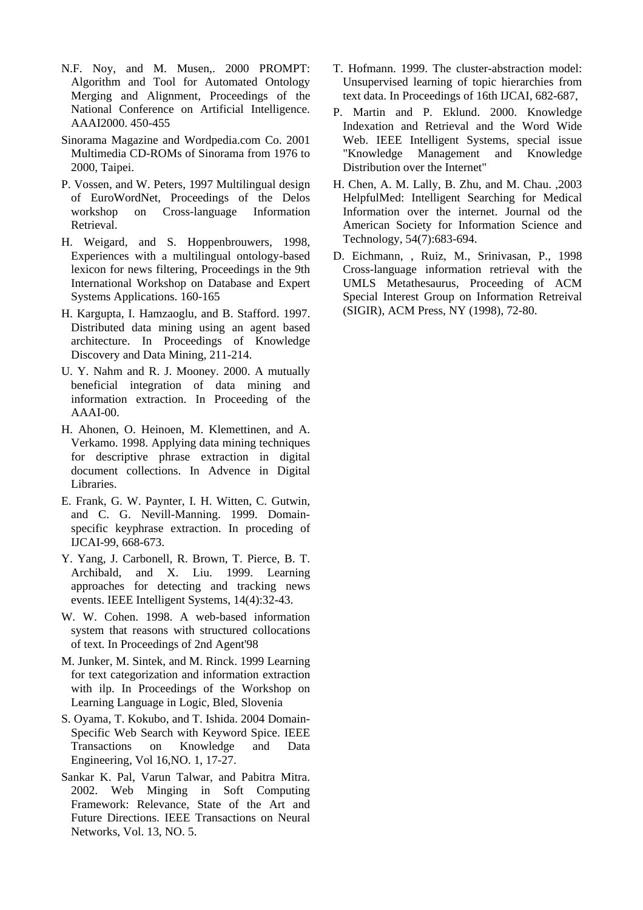N.F. Noy, and M. Musen,. 2000 PROMPT: Algorithm and Tool for Automated Ontology Merging and Alignment, Proceedings of the National Conference on Artificial Intelligence. AAAI2000. 450-455

Sinorama Magazine and Wordpedia.com Co. 2001 Multimedia CD-ROMs of Sinorama from 1976 to 2000, Taipei.

P. Vossen, and W. Peters, 1997 Multilingual design of EuroWordNet, Proceedings of the Delos workshop on Cross-language Information Retrieval.

H. Weigard, and S. Hoppenbrouwers, 1998, Experiences with a multilingual ontology-based lexicon for news filtering, Proceedings in the 9th International Workshop on Database and Expert Systems Applications. 160-165

H. Kargupta, I. Hamzaoglu, and B. Stafford. 1997. Distributed data mining using an agent based architecture. In Proceedings of Knowledge Discovery and Data Mining, 211-214.

U. Y. Nahm and R. J. Mooney. 2000. A mutually beneficial integration of data mining and information extraction. In Proceeding of the AAAI-00.

H. Ahonen, O. Heinoen, M. Klemettinen, and A. Verkamo. 1998. Applying data mining techniques for descriptive phrase extraction in digital document collections. In Advence in Digital Libraries.

E. Frank, G. W. Paynter, I. H. Witten, C. Gutwin, and C. G. Nevill-Manning. 1999. Domain-specific keyphrase extraction. In proceding of IJCAI-99, 668-673.

Y. Yang, J. Carbonell, R. Brown, T. Pierce, B. T. Archibald, and X. Liu. 1999. Learning approaches for detecting and tracking news events. IEEE Intelligent Systems, 14(4):32-43.

W. W. Cohen. 1998. A web-based information system that reasons with structured collocations of text. In Proceedings of 2nd Agent'98

M. Junker, M. Sintek, and M. Rinck. 1999 Learning for text categorization and information extraction with ilp. In Proceedings of the Workshop on Learning Language in Logic, Bled, Slovenia

S. Oyama, T. Kokubo, and T. Ishida. 2004 Domain-Specific Web Search with Keyword Spice. IEEE Transactions on Knowledge and Data Engineering, Vol 16,NO. 1, 17-27.

Sankar K. Pal, Varun Talwar, and Pabitra Mitra. 2002. Web Minging in Soft Computing Framework: Relevance, State of the Art and Future Directions. IEEE Transactions on Neural Networks, Vol. 13, NO. 5.

T. Hofmann. 1999. The cluster-abstraction model: Unsupervised learning of topic hierarchies from text data. In Proceedings of 16th IJCAI, 682-687,

P. Martin and P. Eklund. 2000. Knowledge Indexation and Retrieval and the Word Wide Web. IEEE Intelligent Systems, special issue "Knowledge Management and Knowledge Distribution over the Internet"

H. Chen, A. M. Lally, B. Zhu, and M. Chau. ,2003 HelpfulMed: Intelligent Searching for Medical Information over the internet. Journal od the American Society for Information Science and Technology, 54(7):683-694.

D. Eichmann, , Ruiz, M., Srinivasan, P., 1998 Cross-language information retrieval with the UMLS Metathesaurus, Proceeding of ACM Special Interest Group on Information Retreival (SIGIR), ACM Press, NY (1998), 72-80.